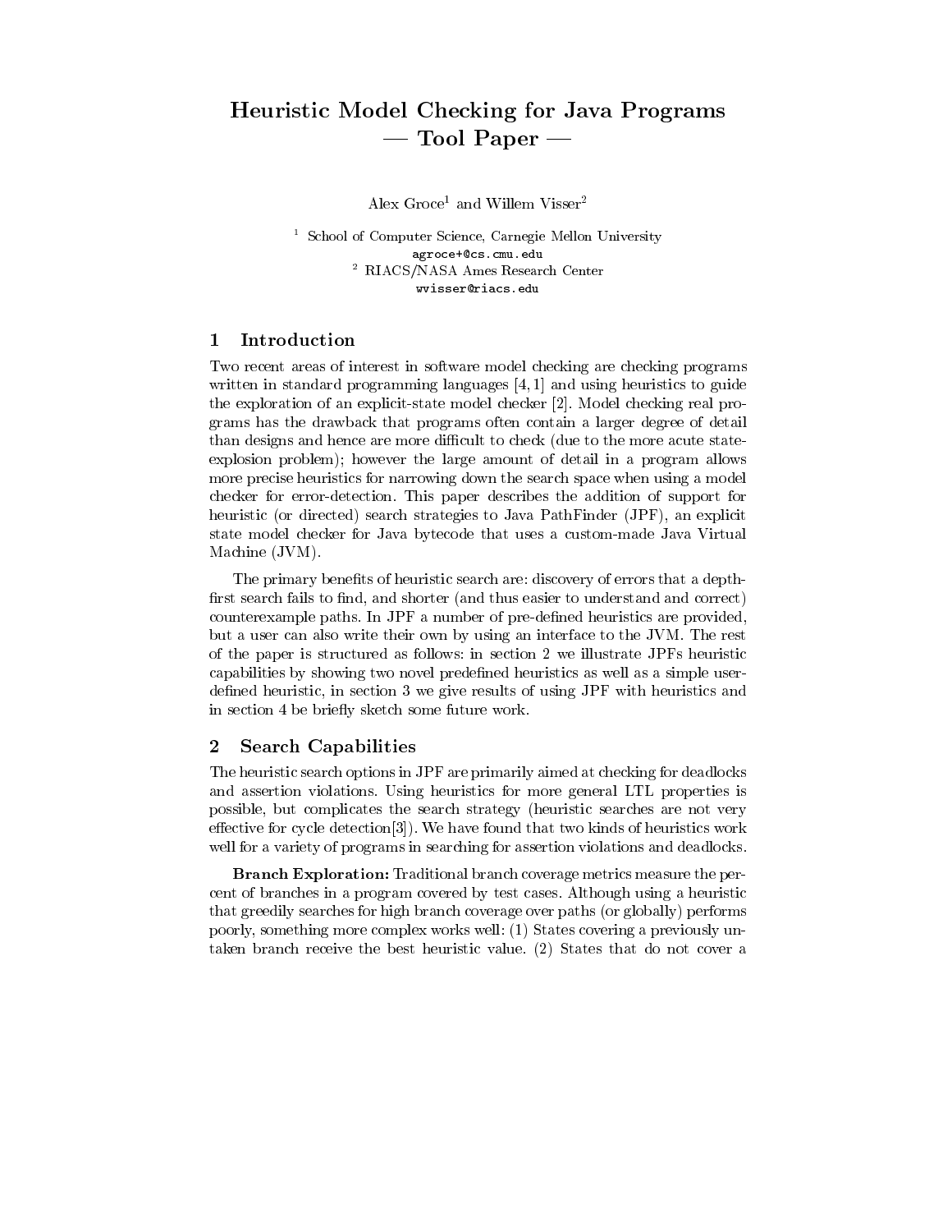# Heuristic Model Checking for Java Programs
# — Tool Paper —

Alex Groce[1] and Willem Visser[2]

[1] School of Computer Science, Carnegie Mellon University
agroce+@cs.cmu.edu

[2] RIACS/NASA Ames Research Center
wvisser@riacs.edu

## 1 Introduction

Two recent areas of interest in software model checking are checking programs written in standard programming languages [4, 1] and using heuristics to guide the exploration of an explicit-state model checker [2]. Model checking real programs has the drawback that programs often contain a larger degree of detail than designs and hence are more difficult to check (due to the more acute state-explosion problem); however the large amount of detail in a program allows more precise heuristics for narrowing down the search space when using a model checker for error-detection. This paper describes the addition of support for heuristic (or directed) search strategies to Java PathFinder (JPF), an explicit state model checker for Java bytecode that uses a custom-made Java Virtual Machine (JVM).

The primary benefits of heuristic search are: discovery of errors that a depth-first search fails to find, and shorter (and thus easier to understand and correct) counterexample paths. In JPF a number of pre-defined heuristics are provided, but a user can also write their own by using an interface to the JVM. The rest of the paper is structured as follows: in section 2 we illustrate JPFs heuristic capabilities by showing two novel predefined heuristics as well as a simple user-defined heuristic, in section 3 we give results of using JPF with heuristics and in section 4 be briefly sketch some future work.

## 2 Search Capabilities

The heuristic search options in JPF are primarily aimed at checking for deadlocks and assertion violations. Using heuristics for more general LTL properties is possible, but complicates the search strategy (heuristic searches are not very effective for cycle detection[3]). We have found that two kinds of heuristics work well for a variety of programs in searching for assertion violations and deadlocks.

**Branch Exploration:** Traditional branch coverage metrics measure the percent of branches in a program covered by test cases. Although using a heuristic that greedily searches for high branch coverage over paths (or globally) performs poorly, something more complex works well: (1) States covering a previously untaken branch receive the best heuristic value. (2) States that do not cover a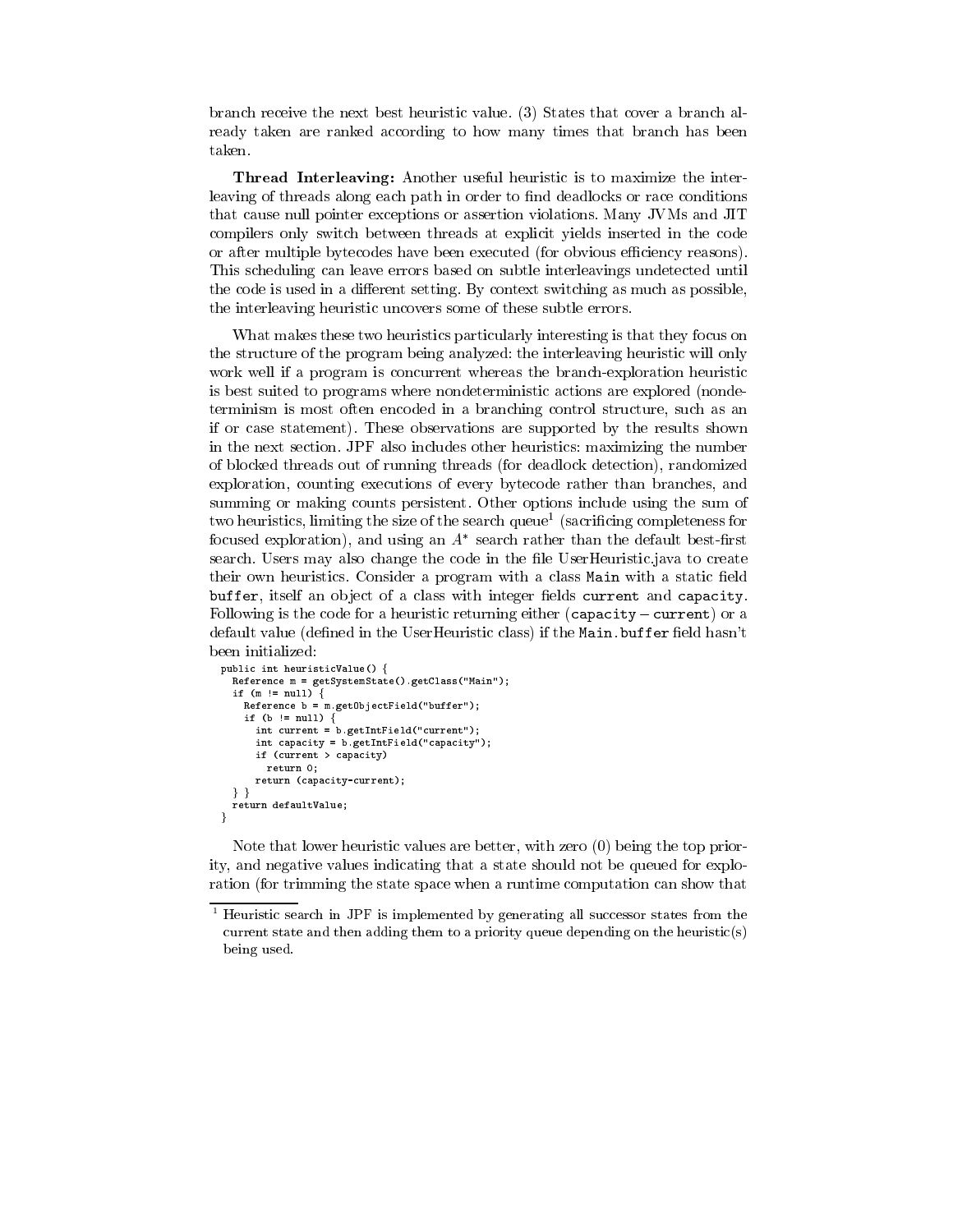branch receive the next best heuristic value. (3) States that cover a branch already taken are ranked according to how many times that branch has been taken.

**Thread Interleaving:** Another useful heuristic is to maximize the interleaving of threads along each path in order to find deadlocks or race conditions that cause null pointer exceptions or assertion violations. Many JVMs and JIT compilers only switch between threads at explicit yields inserted in the code or after multiple bytecodes have been executed (for obvious efficiency reasons). This scheduling can leave errors based on subtle interleavings undetected until the code is used in a different setting. By context switching as much as possible, the interleaving heuristic uncovers some of these subtle errors.

What makes these two heuristics particularly interesting is that they focus on the structure of the program being analyzed: the interleaving heuristic will only work well if a program is concurrent whereas the branch-exploration heuristic is best suited to programs where nondeterministic actions are explored (nondeterminism is most often encoded in a branching control structure, such as an if or case statement). These observations are supported by the results shown in the next section. JPF also includes other heuristics: maximizing the number of blocked threads out of running threads (for deadlock detection), randomized exploration, counting executions of every bytecode rather than branches, and summing or making counts persistent. Other options include using the sum of two heuristics, limiting the size of the search queue[1] (sacrificing completeness for focused exploration), and using an $A^*$ search rather than the default best-first search. Users may also change the code in the file UserHeuristic.java to create their own heuristics. Consider a program with a class `Main` with a static field `buffer`, itself an object of a class with integer fields `current` and `capacity`. Following is the code for a heuristic returning either (`capacity` − `current`) or a default value (defined in the UserHeuristic class) if the `Main.buffer` field hasn't been initialized:

```
public int heuristicValue() {
  Reference m = getSystemState().getClass("Main");
  if (m != null) {
    Reference b = m.getObjectField("buffer");
    if (b != null) {
      int current = b.getIntField("current");
      int capacity = b.getIntField("capacity");
      if (current > capacity)
        return 0;
      return (capacity-current);
  } }
  return defaultValue;
}
```

Note that lower heuristic values are better, with zero (0) being the top priority, and negative values indicating that a state should not be queued for exploration (for trimming the state space when a runtime computation can show that

[1] Heuristic search in JPF is implemented by generating all successor states from the current state and then adding them to a priority queue depending on the heuristic(s) being used.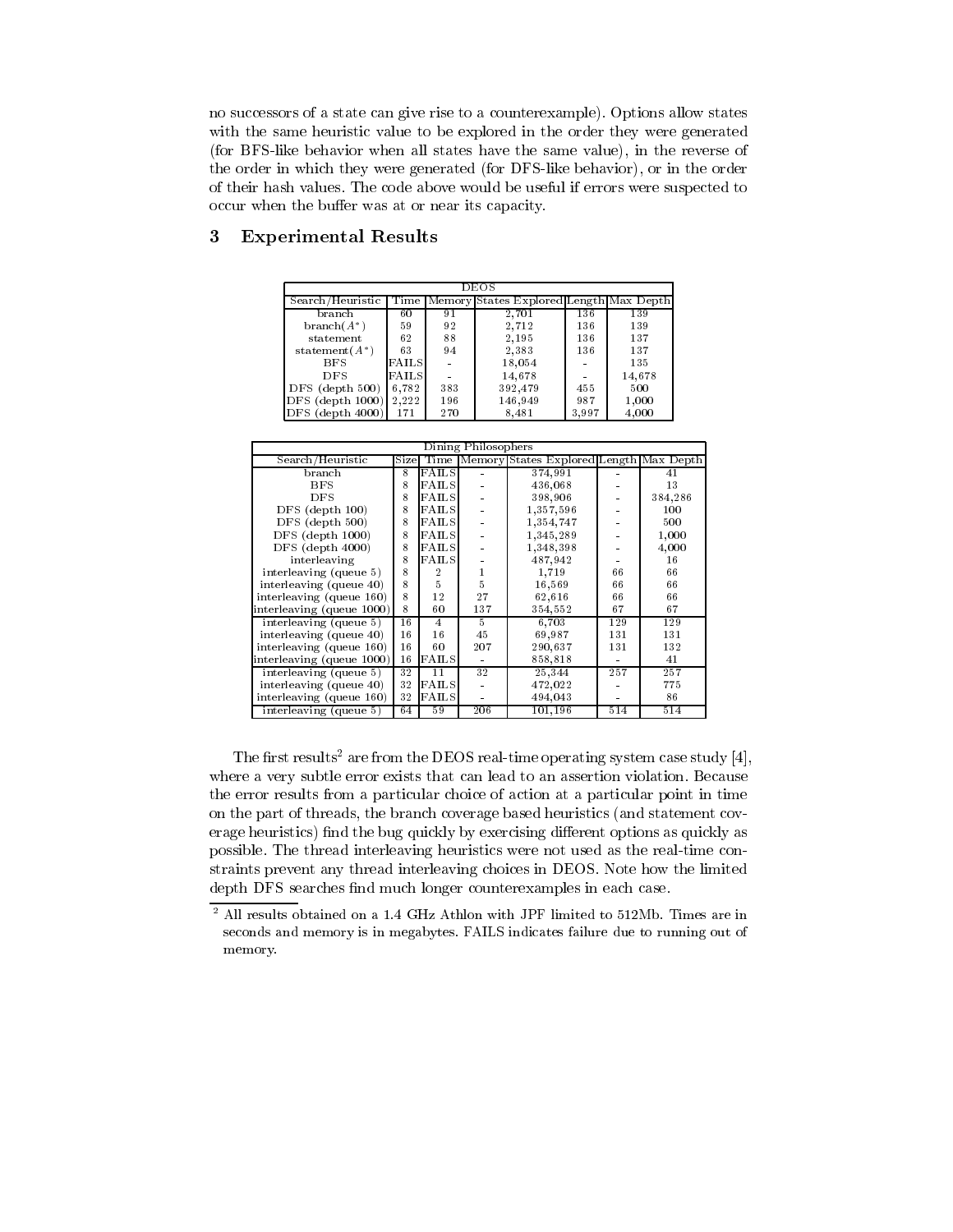no successors of a state can give rise to a counterexample). Options allow states with the same heuristic value to be explored in the order they were generated (for BFS-like behavior when all states have the same value), in the reverse of the order in which they were generated (for DFS-like behavior), or in the order of their hash values. The code above would be useful if errors were suspected to occur when the buffer was at or near its capacity.

## 3 Experimental Results

| DEOS | | | | | |
|---|---|---|---|---|---|
| Search/Heuristic | Time | Memory | States Explored | Length | Max Depth |
| branch | 60 | 91 | 2,701 | 136 | 139 |
| branch($A^*$) | 59 | 92 | 2,712 | 136 | 139 |
| statement | 62 | 88 | 2,195 | 136 | 137 |
| statement($A^*$) | 63 | 94 | 2,383 | 136 | 137 |
| BFS | FAILS | - | 18,054 | - | 135 |
| DFS | FAILS | - | 14,678 | - | 14,678 |
| DFS (depth 500) | 6,782 | 383 | 392,479 | 455 | 500 |
| DFS (depth 1000) | 2,222 | 196 | 146,949 | 987 | 1,000 |
| DFS (depth 4000) | 171 | 270 | 8,481 | 3,997 | 4,000 |

| Dining Philosophers | | | | | | |
|---|---|---|---|---|---|---|
| Search/Heuristic | Size | Time | Memory | States Explored | Length | Max Depth |
| branch | 8 | FAILS | - | 374,991 | - | 41 |
| BFS | 8 | FAILS | - | 436,068 | - | 13 |
| DFS | 8 | FAILS | - | 398,906 | - | 384,286 |
| DFS (depth 100) | 8 | FAILS | - | 1,357,596 | - | 100 |
| DFS (depth 500) | 8 | FAILS | - | 1,354,747 | - | 500 |
| DFS (depth 1000) | 8 | FAILS | - | 1,345,289 | - | 1,000 |
| DFS (depth 4000) | 8 | FAILS | - | 1,348,398 | - | 4,000 |
| interleaving | 8 | FAILS | - | 487,942 | - | 16 |
| interleaving (queue 5) | 8 | 2 | 1 | 1,719 | 66 | 66 |
| interleaving (queue 40) | 8 | 5 | 5 | 16,569 | 66 | 66 |
| interleaving (queue 160) | 8 | 12 | 27 | 62,616 | 66 | 66 |
| interleaving (queue 1000) | 8 | 60 | 137 | 354,552 | 67 | 67 |
| interleaving (queue 5) | 16 | 4 | 5 | 6,703 | 129 | 129 |
| interleaving (queue 40) | 16 | 16 | 45 | 69,987 | 131 | 131 |
| interleaving (queue 160) | 16 | 60 | 207 | 290,637 | 131 | 132 |
| interleaving (queue 1000) | 16 | FAILS | - | 858,818 | - | 41 |
| interleaving (queue 5) | 32 | 11 | 32 | 25,344 | 257 | 257 |
| interleaving (queue 40) | 32 | FAILS | - | 472,022 | - | 775 |
| interleaving (queue 160) | 32 | FAILS | - | 494,043 | - | 86 |
| interleaving (queue 5) | 64 | 59 | 206 | 101,196 | 514 | 514 |

The first results[2] are from the DEOS real-time operating system case study [4], where a very subtle error exists that can lead to an assertion violation. Because the error results from a particular choice of action at a particular point in time on the part of threads, the branch coverage based heuristics (and statement coverage heuristics) find the bug quickly by exercising different options as quickly as possible. The thread interleaving heuristics were not used as the real-time constraints prevent any thread interleaving choices in DEOS. Note how the limited depth DFS searches find much longer counterexamples in each case.

[2] All results obtained on a 1.4 GHz Athlon with JPF limited to 512Mb. Times are in seconds and memory is in megabytes. FAILS indicates failure due to running out of memory.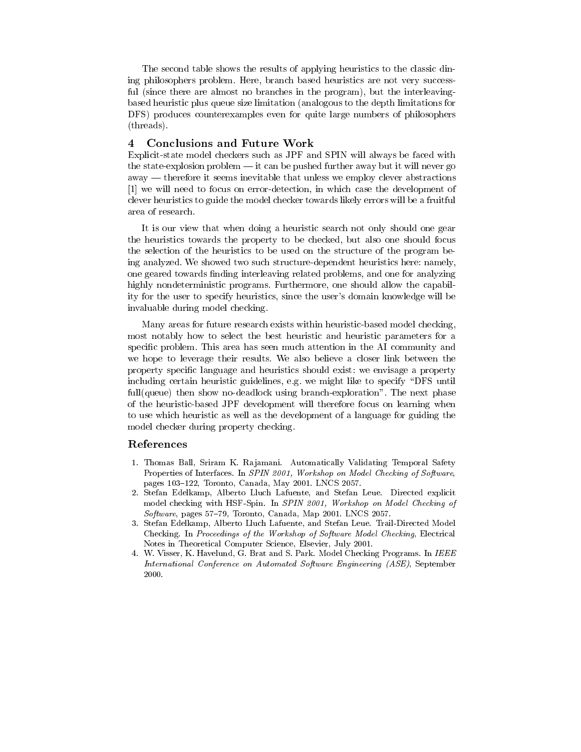The second table shows the results of applying heuristics to the classic dining philosophers problem. Here, branch based heuristics are not very successful (since there are almost no branches in the program), but the interleaving-based heuristic plus queue size limitation (analogous to the depth limitations for DFS) produces counterexamples even for quite large numbers of philosophers (threads).

## 4 Conclusions and Future Work

Explicit-state model checkers such as JPF and SPIN will always be faced with the state-explosion problem — it can be pushed further away but it will never go away — therefore it seems inevitable that unless we employ clever abstractions [1] we will need to focus on error-detection, in which case the development of clever heuristics to guide the model checker towards likely errors will be a fruitful area of research.

It is our view that when doing a heuristic search not only should one gear the heuristics towards the property to be checked, but also one should focus the selection of the heuristics to be used on the structure of the program being analyzed. We showed two such structure-dependent heuristics here: namely, one geared towards finding interleaving related problems, and one for analyzing highly nondeterministic programs. Furthermore, one should allow the capability for the user to specify heuristics, since the user's domain knowledge will be invaluable during model checking.

Many areas for future research exists within heuristic-based model checking, most notably how to select the best heuristic and heuristic parameters for a specific problem. This area has seen much attention in the AI community and we hope to leverage their results. We also believe a closer link between the property specific language and heuristics should exist: we envisage a property including certain heuristic guidelines, e.g. we might like to specify "DFS until full(queue) then show no-deadlock using branch-exploration". The next phase of the heuristic-based JPF development will therefore focus on learning when to use which heuristic as well as the development of a language for guiding the model checker during property checking.

## References

1. Thomas Ball, Sriram K. Rajamani. Automatically Validating Temporal Safety Properties of Interfaces. In *SPIN 2001, Workshop on Model Checking of Software*, pages 103–122, Toronto, Canada, May 2001. LNCS 2057.
2. Stefan Edelkamp, Alberto Lluch Lafuente, and Stefan Leue. Directed explicit model checking with HSF-Spin. In *SPIN 2001, Workshop on Model Checking of Software*, pages 57–79, Toronto, Canada, Map 2001. LNCS 2057.
3. Stefan Edelkamp, Alberto Lluch Lafuente, and Stefan Leue. Trail-Directed Model Checking. In *Proceedings of the Workshop of Software Model Checking*, Electrical Notes in Theoretical Computer Science, Elsevier, July 2001.
4. W. Visser, K. Havelund, G. Brat and S. Park. Model Checking Programs. In *IEEE International Conference on Automated Software Engineering (ASE)*, September 2000.